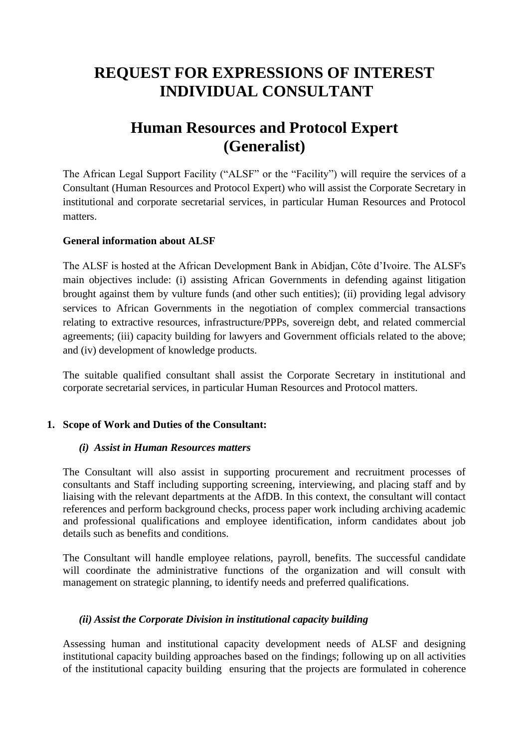# REQUEST FOR EXPRESSIONS OF INTEREST INDIVIDUAL CONSULTANT

# Human Resources and Protocol Expert (Generalist)

The African Legal Support Facility ("ALSF" or the "Facility") will require the services of a Consultant (Human Resources and Protocol Expert) who will assist the Corporate Secretary in institutional and corporate secretarial services, in particular Human Resources and Protocol matters.

**General information about ALSF**

The ALSF is hosted at the African Development Bank in Abidjan, Côte d'Ivoire. The ALSF's main objectives include: (i) assisting African Governments in defending against litigation brought against them by vulture funds (and other such entities); (ii) providing legal advisory services to African Governments in the negotiation of complex commercial transactions relating to extractive resources, infrastructure/PPPs, sovereign debt, and related commercial agreements; (iii) capacity building for lawyers and Government officials related to the above; and (iv) development of knowledge products.

The suitable qualified consultant shall assist the Corporate Secretary in institutional and corporate secretarial services, in particular Human Resources and Protocol matters.

**1. Scope of Work and Duties of the Consultant:**

***(i) Assist in Human Resources matters***

The Consultant will also assist in supporting procurement and recruitment processes of consultants and Staff including supporting screening, interviewing, and placing staff and by liaising with the relevant departments at the AfDB. In this context, the consultant will contact references and perform background checks, process paper work including archiving academic and professional qualifications and employee identification, inform candidates about job details such as benefits and conditions.

The Consultant will handle employee relations, payroll, benefits. The successful candidate will coordinate the administrative functions of the organization and will consult with management on strategic planning, to identify needs and preferred qualifications.

***(ii) Assist the Corporate Division in institutional capacity building***

Assessing human and institutional capacity development needs of ALSF and designing institutional capacity building approaches based on the findings; following up on all activities of the institutional capacity building ensuring that the projects are formulated in coherence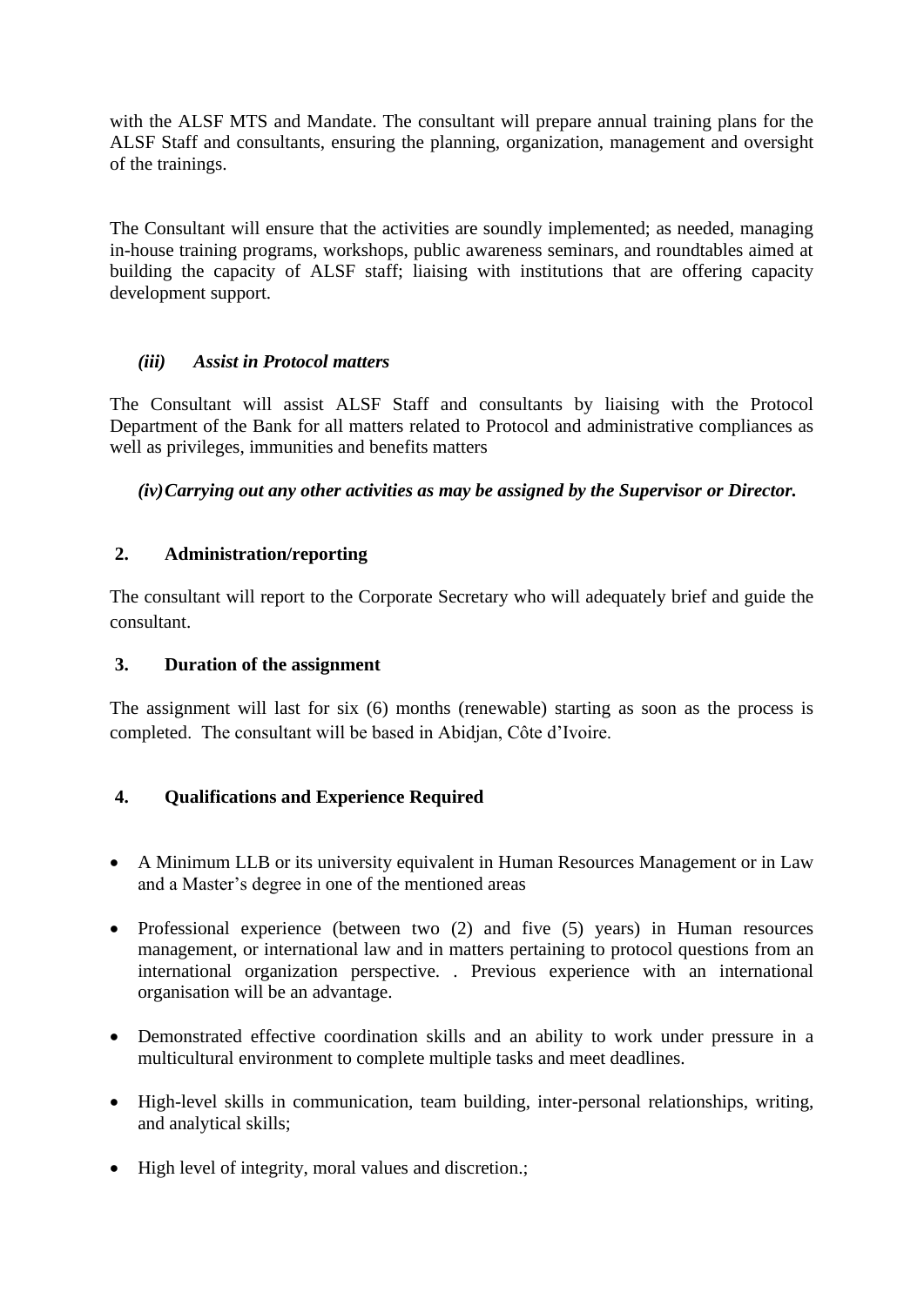with the ALSF MTS and Mandate. The consultant will prepare annual training plans for the ALSF Staff and consultants, ensuring the planning, organization, management and oversight of the trainings.

The Consultant will ensure that the activities are soundly implemented; as needed, managing in-house training programs, workshops, public awareness seminars, and roundtables aimed at building the capacity of ALSF staff; liaising with institutions that are offering capacity development support.

***(iii) Assist in Protocol matters***

The Consultant will assist ALSF Staff and consultants by liaising with the Protocol Department of the Bank for all matters related to Protocol and administrative compliances as well as privileges, immunities and benefits matters

***(iv) Carrying out any other activities as may be assigned by the Supervisor or Director.***

## 2. Administration/reporting

The consultant will report to the Corporate Secretary who will adequately brief and guide the consultant.

## 3. Duration of the assignment

The assignment will last for six (6) months (renewable) starting as soon as the process is completed. The consultant will be based in Abidjan, Côte d'Ivoire.

## 4. Qualifications and Experience Required

- A Minimum LLB or its university equivalent in Human Resources Management or in Law and a Master's degree in one of the mentioned areas
- Professional experience (between two (2) and five (5) years) in Human resources management, or international law and in matters pertaining to protocol questions from an international organization perspective. . Previous experience with an international organisation will be an advantage.
- Demonstrated effective coordination skills and an ability to work under pressure in a multicultural environment to complete multiple tasks and meet deadlines.
- High-level skills in communication, team building, inter-personal relationships, writing, and analytical skills;
- High level of integrity, moral values and discretion.;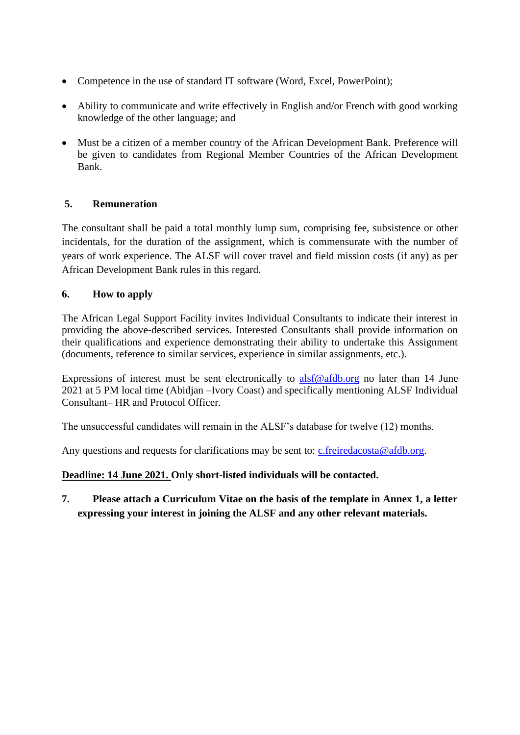- Competence in the use of standard IT software (Word, Excel, PowerPoint);
- Ability to communicate and write effectively in English and/or French with good working knowledge of the other language; and
- Must be a citizen of a member country of the African Development Bank. Preference will be given to candidates from Regional Member Countries of the African Development Bank.

## 5. Remuneration

The consultant shall be paid a total monthly lump sum, comprising fee, subsistence or other incidentals, for the duration of the assignment, which is commensurate with the number of years of work experience. The ALSF will cover travel and field mission costs (if any) as per African Development Bank rules in this regard.

## 6. How to apply

The African Legal Support Facility invites Individual Consultants to indicate their interest in providing the above-described services. Interested Consultants shall provide information on their qualifications and experience demonstrating their ability to undertake this Assignment (documents, reference to similar services, experience in similar assignments, etc.).

Expressions of interest must be sent electronically to alsf@afdb.org no later than 14 June 2021 at 5 PM local time (Abidjan –Ivory Coast) and specifically mentioning ALSF Individual Consultant– HR and Protocol Officer.

The unsuccessful candidates will remain in the ALSF's database for twelve (12) months.

Any questions and requests for clarifications may be sent to: c.freiredacosta@afdb.org.

**Deadline: 14 June 2021. Only short-listed individuals will be contacted.**

**7. Please attach a Curriculum Vitae on the basis of the template in Annex 1, a letter expressing your interest in joining the ALSF and any other relevant materials.**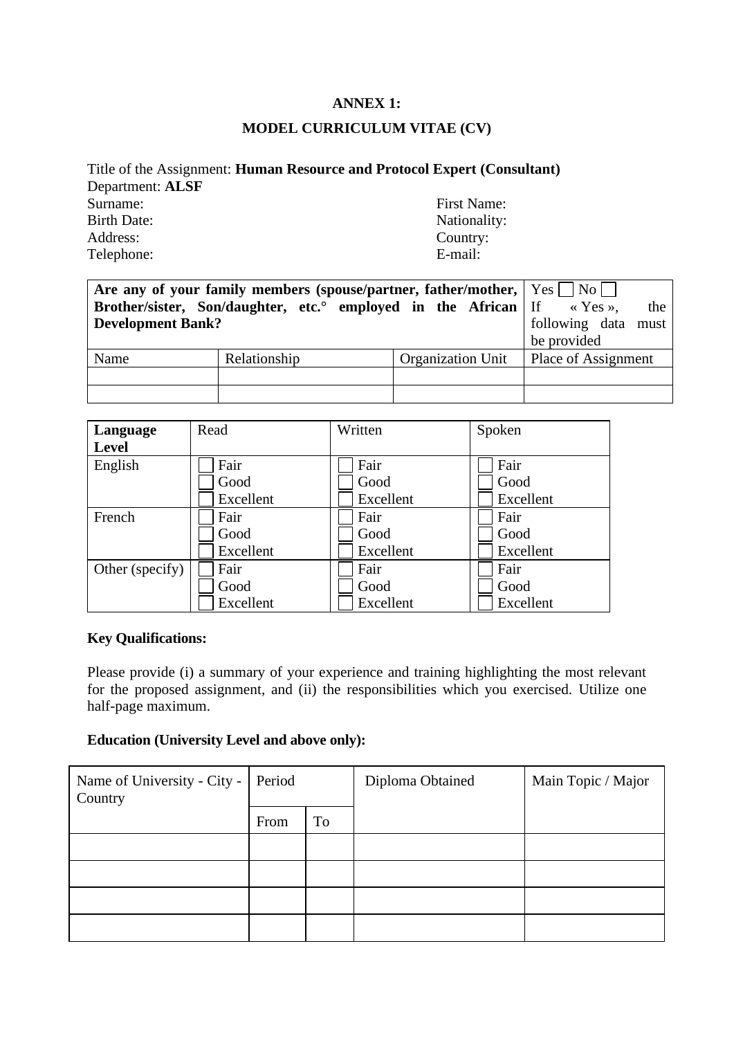**ANNEX 1:**

**MODEL CURRICULUM VITAE (CV)**

Title of the Assignment: **Human Resource and Protocol Expert (Consultant)**
Department: **ALSF**

Surname:
First Name:
Birth Date:
Nationality:
Address:
Country:
Telephone:
E-mail:

| **Are any of your family members (spouse/partner, father/mother, Brother/sister, Son/daughter, etc.° employed in the African Development Bank?** | | | Yes ☐ No ☐ If « Yes », the following data must be provided |
|---|---|---|---|
| Name | Relationship | Organization Unit | Place of Assignment |
| | | | |
| | | | |

| **Language Level** | Read | Written | Spoken |
|---|---|---|---|
| English | ☐ Fair<br>☐ Good<br>☐ Excellent | ☐ Fair<br>☐ Good<br>☐ Excellent | ☐ Fair<br>☐ Good<br>☐ Excellent |
| French | ☐ Fair<br>☐ Good<br>☐ Excellent | ☐ Fair<br>☐ Good<br>☐ Excellent | ☐ Fair<br>☐ Good<br>☐ Excellent |
| Other (specify) | ☐ Fair<br>☐ Good<br>☐ Excellent | ☐ Fair<br>☐ Good<br>☐ Excellent | ☐ Fair<br>☐ Good<br>☐ Excellent |

**Key Qualifications:**

Please provide (i) a summary of your experience and training highlighting the most relevant for the proposed assignment, and (ii) the responsibilities which you exercised. Utilize one half-page maximum.

**Education (University Level and above only):**

| Name of University - City - Country | Period | | Diploma Obtained | Main Topic / Major |
|---|---|---|---|---|
| | From | To | | |
| | | | | |
| | | | | |
| | | | | |
| | | | | |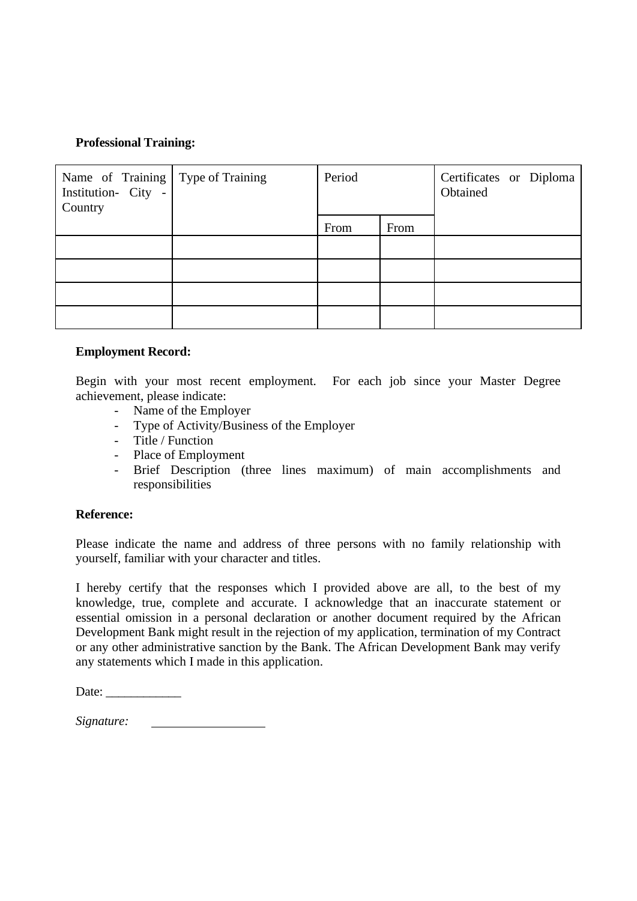**Professional Training:**

| Name of Training Institution- City - Country | Type of Training | Period | | Certificates or Diploma Obtained |
|---|---|---|---|---|
| | | From | From | |
| | | | | |
| | | | | |
| | | | | |
| | | | | |

**Employment Record:**

Begin with your most recent employment. For each job since your Master Degree achievement, please indicate:

- Name of the Employer
- Type of Activity/Business of the Employer
- Title / Function
- Place of Employment
- Brief Description (three lines maximum) of main accomplishments and responsibilities

**Reference:**

Please indicate the name and address of three persons with no family relationship with yourself, familiar with your character and titles.

I hereby certify that the responses which I provided above are all, to the best of my knowledge, true, complete and accurate. I acknowledge that an inaccurate statement or essential omission in a personal declaration or another document required by the African Development Bank might result in the rejection of my application, termination of my Contract or any other administrative sanction by the Bank. The African Development Bank may verify any statements which I made in this application.

Date: ____________

*Signature:* __________________